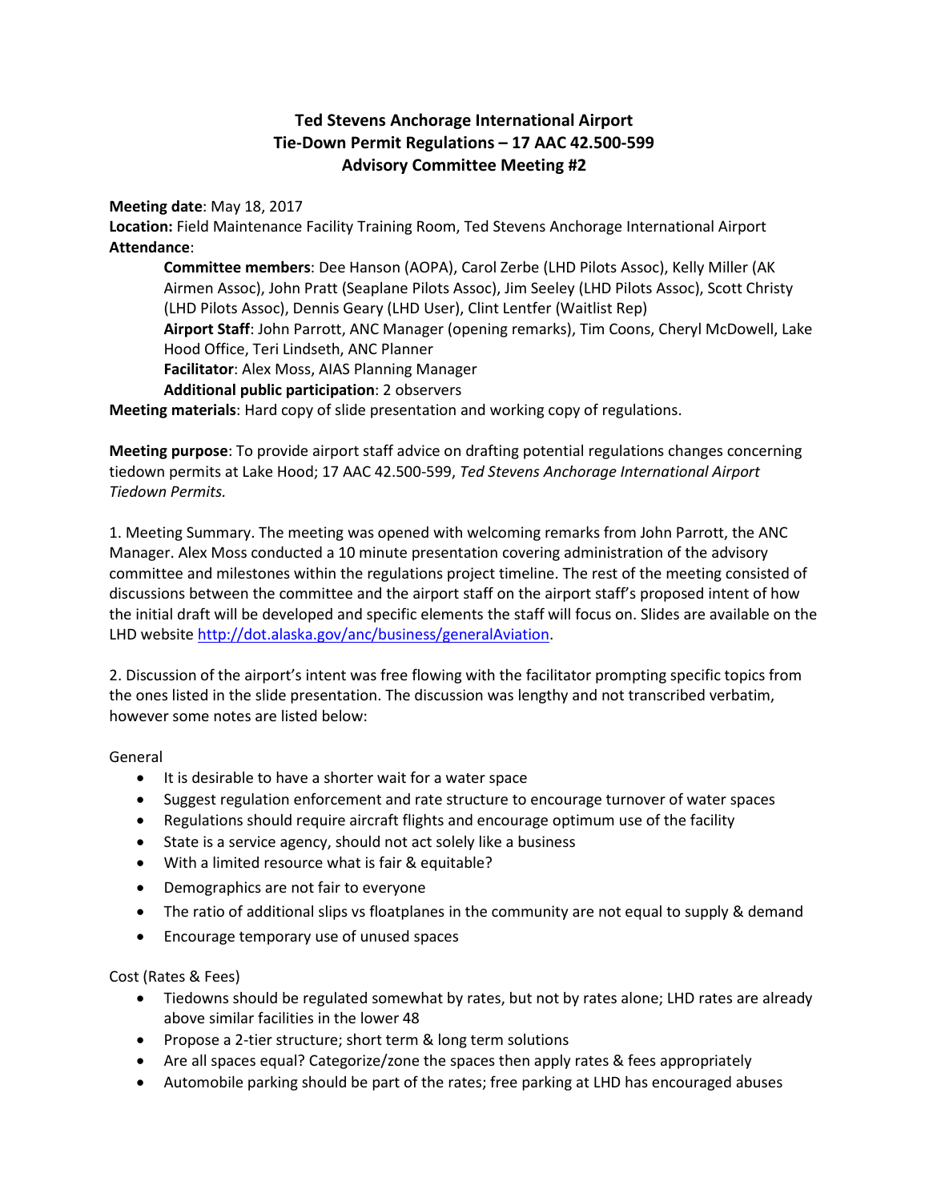# Ted Stevens Anchorage International Airport
# Tie-Down Permit Regulations – 17 AAC 42.500-599
# Advisory Committee Meeting #2

**Meeting date**: May 18, 2017
**Location:** Field Maintenance Facility Training Room, Ted Stevens Anchorage International Airport
**Attendance**:

> **Committee members**: Dee Hanson (AOPA), Carol Zerbe (LHD Pilots Assoc), Kelly Miller (AK Airmen Assoc), John Pratt (Seaplane Pilots Assoc), Jim Seeley (LHD Pilots Assoc), Scott Christy (LHD Pilots Assoc), Dennis Geary (LHD User), Clint Lentfer (Waitlist Rep)
> **Airport Staff**: John Parrott, ANC Manager (opening remarks), Tim Coons, Cheryl McDowell, Lake Hood Office, Teri Lindseth, ANC Planner
> **Facilitator**: Alex Moss, AIAS Planning Manager
> **Additional public participation**: 2 observers

**Meeting materials**: Hard copy of slide presentation and working copy of regulations.

**Meeting purpose**: To provide airport staff advice on drafting potential regulations changes concerning tiedown permits at Lake Hood; 17 AAC 42.500-599, *Ted Stevens Anchorage International Airport Tiedown Permits.*

1. Meeting Summary. The meeting was opened with welcoming remarks from John Parrott, the ANC Manager. Alex Moss conducted a 10 minute presentation covering administration of the advisory committee and milestones within the regulations project timeline. The rest of the meeting consisted of discussions between the committee and the airport staff on the airport staff's proposed intent of how the initial draft will be developed and specific elements the staff will focus on. Slides are available on the LHD website [http://dot.alaska.gov/anc/business/generalAviation](http://dot.alaska.gov/anc/business/generalAviation).

2. Discussion of the airport's intent was free flowing with the facilitator prompting specific topics from the ones listed in the slide presentation. The discussion was lengthy and not transcribed verbatim, however some notes are listed below:

General

- It is desirable to have a shorter wait for a water space
- Suggest regulation enforcement and rate structure to encourage turnover of water spaces
- Regulations should require aircraft flights and encourage optimum use of the facility
- State is a service agency, should not act solely like a business
- With a limited resource what is fair & equitable?
- Demographics are not fair to everyone
- The ratio of additional slips vs floatplanes in the community are not equal to supply & demand
- Encourage temporary use of unused spaces

Cost (Rates & Fees)

- Tiedowns should be regulated somewhat by rates, but not by rates alone; LHD rates are already above similar facilities in the lower 48
- Propose a 2-tier structure; short term & long term solutions
- Are all spaces equal? Categorize/zone the spaces then apply rates & fees appropriately
- Automobile parking should be part of the rates; free parking at LHD has encouraged abuses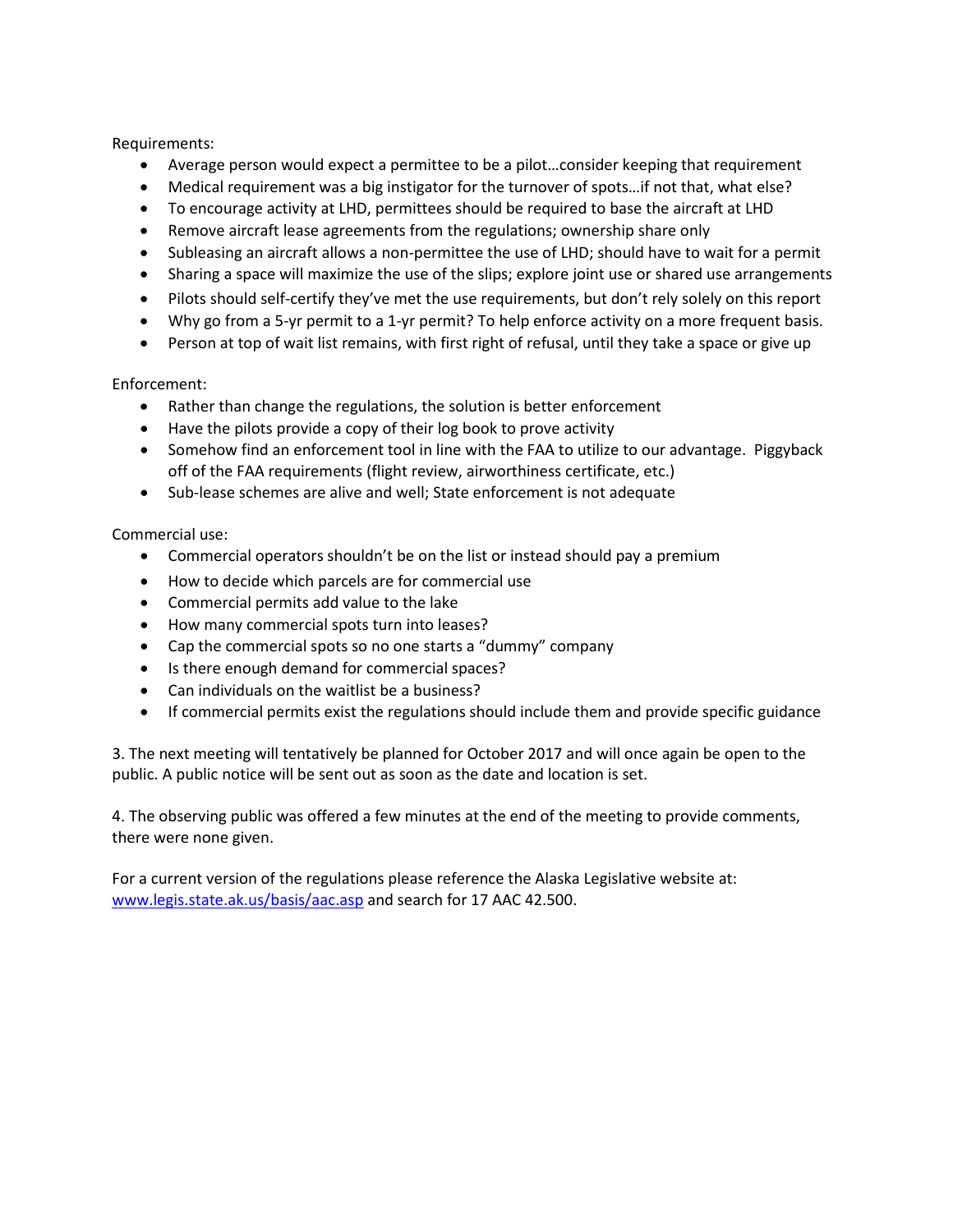Requirements:

- Average person would expect a permittee to be a pilot…consider keeping that requirement
- Medical requirement was a big instigator for the turnover of spots…if not that, what else?
- To encourage activity at LHD, permittees should be required to base the aircraft at LHD
- Remove aircraft lease agreements from the regulations; ownership share only
- Subleasing an aircraft allows a non-permittee the use of LHD; should have to wait for a permit
- Sharing a space will maximize the use of the slips; explore joint use or shared use arrangements
- Pilots should self-certify they've met the use requirements, but don't rely solely on this report
- Why go from a 5-yr permit to a 1-yr permit? To help enforce activity on a more frequent basis.
- Person at top of wait list remains, with first right of refusal, until they take a space or give up

Enforcement:

- Rather than change the regulations, the solution is better enforcement
- Have the pilots provide a copy of their log book to prove activity
- Somehow find an enforcement tool in line with the FAA to utilize to our advantage. Piggyback off of the FAA requirements (flight review, airworthiness certificate, etc.)
- Sub-lease schemes are alive and well; State enforcement is not adequate

Commercial use:

- Commercial operators shouldn't be on the list or instead should pay a premium
- How to decide which parcels are for commercial use
- Commercial permits add value to the lake
- How many commercial spots turn into leases?
- Cap the commercial spots so no one starts a "dummy" company
- Is there enough demand for commercial spaces?
- Can individuals on the waitlist be a business?
- If commercial permits exist the regulations should include them and provide specific guidance

3. The next meeting will tentatively be planned for October 2017 and will once again be open to the public. A public notice will be sent out as soon as the date and location is set.

4. The observing public was offered a few minutes at the end of the meeting to provide comments, there were none given.

For a current version of the regulations please reference the Alaska Legislative website at: [www.legis.state.ak.us/basis/aac.asp](www.legis.state.ak.us/basis/aac.asp) and search for 17 AAC 42.500.